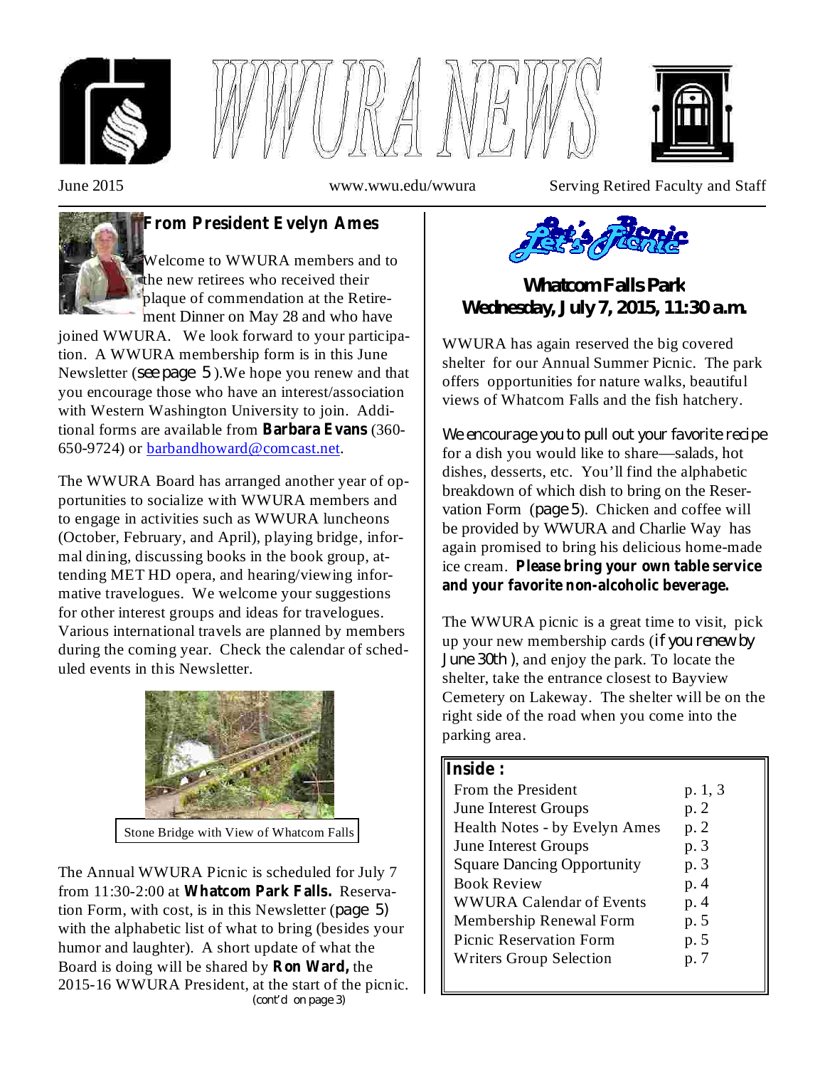# WWURA NEWS

June 2015 www.wwu.edu/wwura Serving Retired Faculty and Staff

## From President Evelyn Ames

Welcome to WWURA members and to the new retirees who received their plaque of commendation at the Retirement Dinner on May 28 and who have joined WWURA. We look forward to your participation. A WWURA membership form is in this June Newsletter (see page 5).We hope you renew and that you encourage those who have an interest/association with Western Washington University to join. Additional forms are available from **Barbara Evans** (360-650-9724) or barbandhoward@comcast.net.

The WWURA Board has arranged another year of opportunities to socialize with WWURA members and to engage in activities such as WWURA luncheons (October, February, and April), playing bridge, informal dining, discussing books in the book group, attending MET HD opera, and hearing/viewing informative travelogues. We welcome your suggestions for other interest groups and ideas for travelogues. Various international travels are planned by members during the coming year. Check the calendar of scheduled events in this Newsletter.

Stone Bridge with View of Whatcom Falls

The Annual WWURA Picnic is scheduled for July 7 from 11:30-2:00 at **Whatcom Park Falls.** Reservation Form, with cost, is in this Newsletter (page 5) with the alphabetic list of what to bring (besides your humor and laughter). A short update of what the Board is doing will be shared by **Ron Ward,** the 2015-16 WWURA President, at the start of the picnic.

(cont'd on page 3)

## Let's Picnic

### Whatcom Falls Park
### Wednesday, July 7, 2015, 11:30 a.m.

WWURA has again reserved the big covered shelter for our Annual Summer Picnic. The park offers opportunities for nature walks, beautiful views of Whatcom Falls and the fish hatchery.

We encourage you to pull out your favorite recipe for a dish you would like to share—salads, hot dishes, desserts, etc. You'll find the alphabetic breakdown of which dish to bring on the Reservation Form (page 5). Chicken and coffee will be provided by WWURA and Charlie Way has again promised to bring his delicious home-made ice cream. **Please bring your own table service and your favorite non-alcoholic beverage.**

The WWURA picnic is a great time to visit, pick up your new membership cards (if you renew by June 30th), and enjoy the park. To locate the shelter, take the entrance closest to Bayview Cemetery on Lakeway. The shelter will be on the right side of the road when you come into the parking area.

**Inside :**

| | |
|---|---|
| From the President | p. 1, 3 |
| June Interest Groups | p. 2 |
| Health Notes - by Evelyn Ames | p. 2 |
| June Interest Groups | p. 3 |
| Square Dancing Opportunity | p. 3 |
| Book Review | p. 4 |
| WWURA Calendar of Events | p. 4 |
| Membership Renewal Form | p. 5 |
| Picnic Reservation Form | p. 5 |
| Writers Group Selection | p. 7 |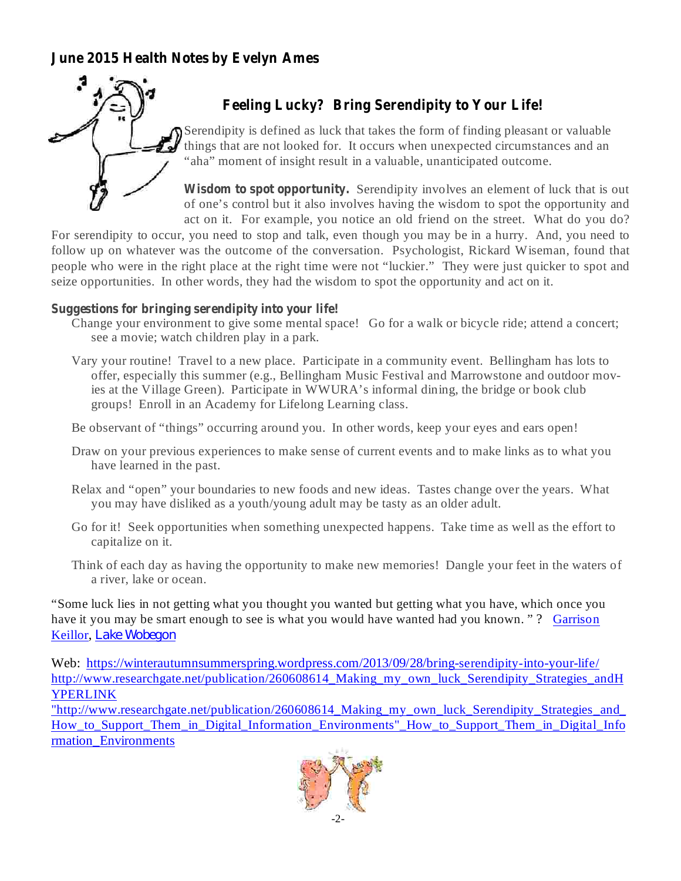## June 2015 Health Notes by Evelyn Ames

### Feeling Lucky? Bring Serendipity to Your Life!

Serendipity is defined as luck that takes the form of finding pleasant or valuable things that are not looked for. It occurs when unexpected circumstances and an "aha" moment of insight result in a valuable, unanticipated outcome.

**Wisdom to spot opportunity.** Serendipity involves an element of luck that is out of one's control but it also involves having the wisdom to spot the opportunity and act on it. For example, you notice an old friend on the street. What do you do? For serendipity to occur, you need to stop and talk, even though you may be in a hurry. And, you need to follow up on whatever was the outcome of the conversation. Psychologist, Rickard Wiseman, found that people who were in the right place at the right time were not "luckier." They were just quicker to spot and seize opportunities. In other words, they had the wisdom to spot the opportunity and act on it.

**Suggestions for bringing serendipity into your life!**

Change your environment to give some mental space! Go for a walk or bicycle ride; attend a concert; see a movie; watch children play in a park.

Vary your routine! Travel to a new place. Participate in a community event. Bellingham has lots to offer, especially this summer (e.g., Bellingham Music Festival and Marrowstone and outdoor movies at the Village Green). Participate in WWURA's informal dining, the bridge or book club groups! Enroll in an Academy for Lifelong Learning class.

Be observant of "things" occurring around you. In other words, keep your eyes and ears open!

Draw on your previous experiences to make sense of current events and to make links as to what you have learned in the past.

Relax and "open" your boundaries to new foods and new ideas. Tastes change over the years. What you may have disliked as a youth/young adult may be tasty as an older adult.

Go for it! Seek opportunities when something unexpected happens. Take time as well as the effort to capitalize on it.

Think of each day as having the opportunity to make new memories! Dangle your feet in the waters of a river, lake or ocean.

"Some luck lies in not getting what you thought you wanted but getting what you have, which once you have it you may be smart enough to see is what you would have wanted had you known. " ? Garrison Keillor, Lake Wobegon

Web: https://winterautumnsummerspring.wordpress.com/2013/09/28/bring-serendipity-into-your-life/
http://www.researchgate.net/publication/260608614_Making_my_own_luck_Serendipity_Strategies_andHYPERLINK "http://www.researchgate.net/publication/260608614_Making_my_own_luck_Serendipity_Strategies_and_How_to_Support_Them_in_Digital_Information_Environments"_How_to_Support_Them_in_Digital_Information_Environments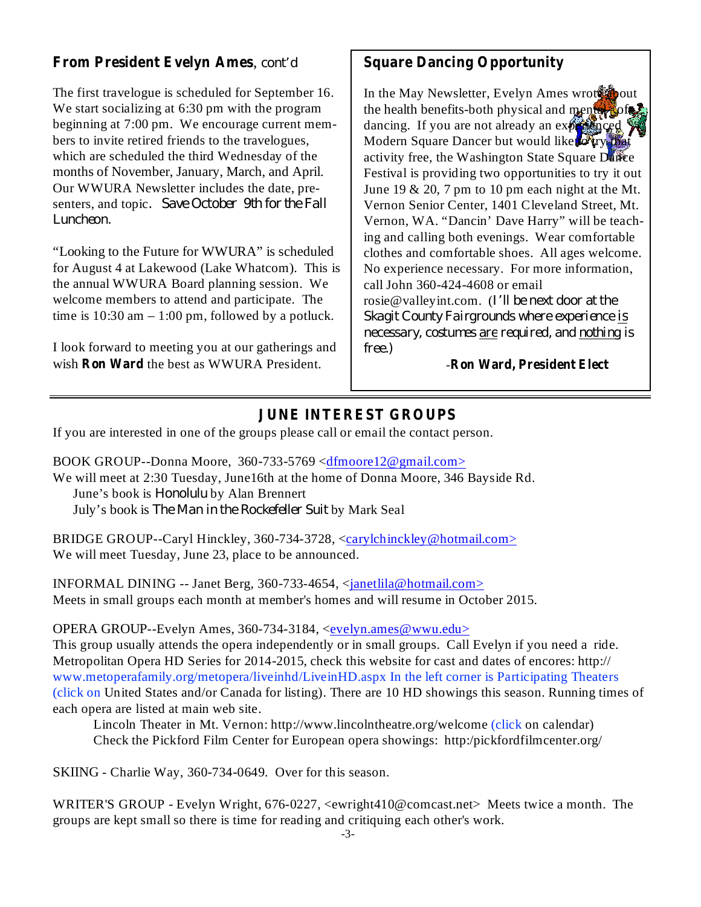## From President Evelyn Ames, cont'd

The first travelogue is scheduled for September 16. We start socializing at 6:30 pm with the program beginning at 7:00 pm. We encourage current members to invite retired friends to the travelogues, which are scheduled the third Wednesday of the months of November, January, March, and April. Our WWURA Newsletter includes the date, presenters, and topic. *Save October 9th for the Fall Luncheon.*

"Looking to the Future for WWURA" is scheduled for August 4 at Lakewood (Lake Whatcom). This is the annual WWURA Board planning session. We welcome members to attend and participate. The time is 10:30 am – 1:00 pm, followed by a potluck.

I look forward to meeting you at our gatherings and wish **Ron Ward** the best as WWURA President.

## Square Dancing Opportunity

In the May Newsletter, Evelyn Ames wrote about the health benefits-both physical and mental-of dancing. If you are not already an experienced Modern Square Dancer but would like to try that activity free, the Washington State Square Dance Festival is providing two opportunities to try it out June 19 & 20, 7 pm to 10 pm each night at the Mt. Vernon Senior Center, 1401 Cleveland Street, Mt. Vernon, WA. "Dancin' Dave Harry" will be teaching and calling both evenings. Wear comfortable clothes and comfortable shoes. All ages welcome. No experience necessary. For more information, call John 360-424-4608 or email rosie@valleyint.com. (I'll be next door at the Skagit County Fairgrounds where experience is necessary, costumes are required, and nothing is free.)

-**Ron Ward, President Elect**

---

## JUNE INTEREST GROUPS

If you are interested in one of the groups please call or email the contact person.

BOOK GROUP--Donna Moore, 360-733-5769 <dfmoore12@gmail.com>
We will meet at 2:30 Tuesday, June16th at the home of Donna Moore, 346 Bayside Rd.
June's book is *Honolulu* by Alan Brennert
July's book is *The Man in the Rockefeller Suit* by Mark Seal

BRIDGE GROUP--Caryl Hinckley, 360-734-3728, <carylchinckley@hotmail.com>
We will meet Tuesday, June 23, place to be announced.

INFORMAL DINING -- Janet Berg, 360-733-4654, <janetlila@hotmail.com>
Meets in small groups each month at member's homes and will resume in October 2015.

OPERA GROUP--Evelyn Ames, 360-734-3184, <evelyn.ames@wwu.edu>
This group usually attends the opera independently or in small groups. Call Evelyn if you need a ride. Metropolitan Opera HD Series for 2014-2015, check this website for cast and dates of encores: http://www.metoperafamily.org/metopera/liveinhd/LiveinHD.aspx In the left corner is Participating Theaters (click on United States and/or Canada for listing). There are 10 HD showings this season. Running times of each opera are listed at main web site.

Lincoln Theater in Mt. Vernon: http://www.lincolntheatre.org/welcome (click on calendar)
Check the Pickford Film Center for European opera showings: http:/pickfordfilmcenter.org/

SKIING - Charlie Way, 360-734-0649. Over for this season.

WRITER'S GROUP - Evelyn Wright, 676-0227, <ewright410@comcast.net> Meets twice a month. The groups are kept small so there is time for reading and critiquing each other's work.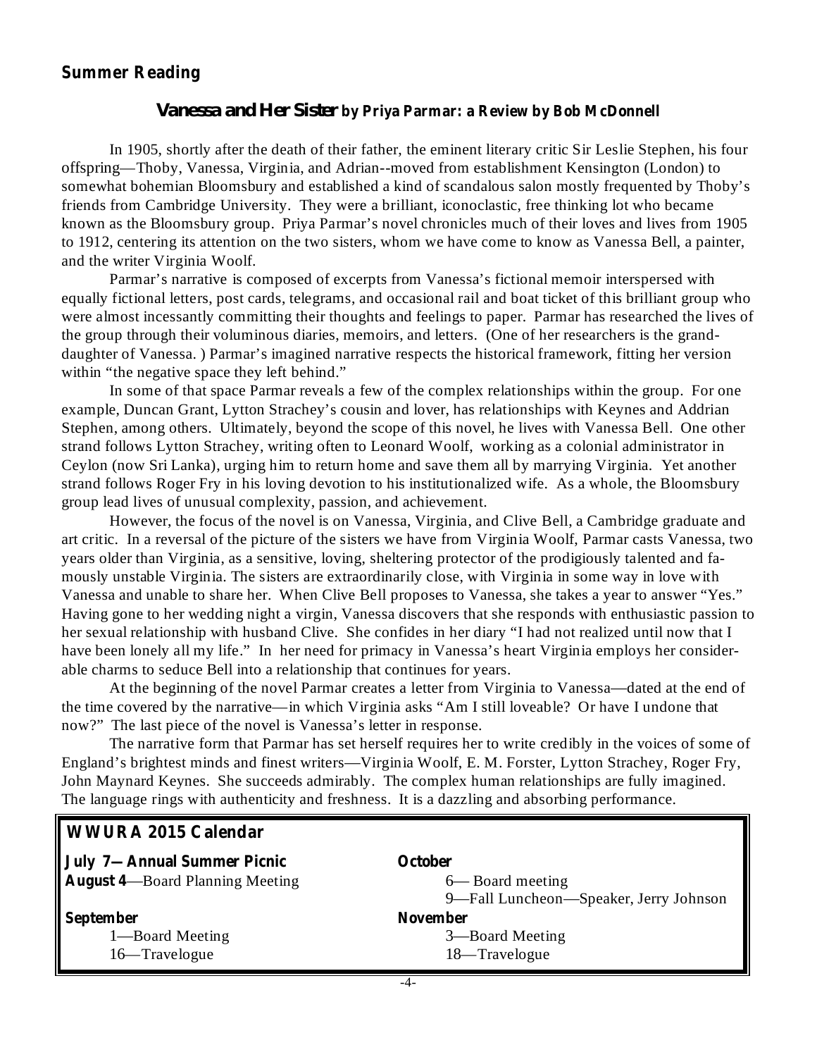## Summer Reading

### *Vanessa and Her Sister* by Priya Parmar: a Review by Bob McDonnell

In 1905, shortly after the death of their father, the eminent literary critic Sir Leslie Stephen, his four offspring—Thoby, Vanessa, Virginia, and Adrian--moved from establishment Kensington (London) to somewhat bohemian Bloomsbury and established a kind of scandalous salon mostly frequented by Thoby's friends from Cambridge University. They were a brilliant, iconoclastic, free thinking lot who became known as the Bloomsbury group. Priya Parmar's novel chronicles much of their loves and lives from 1905 to 1912, centering its attention on the two sisters, whom we have come to know as Vanessa Bell, a painter, and the writer Virginia Woolf.

Parmar's narrative is composed of excerpts from Vanessa's fictional memoir interspersed with equally fictional letters, post cards, telegrams, and occasional rail and boat ticket of this brilliant group who were almost incessantly committing their thoughts and feelings to paper. Parmar has researched the lives of the group through their voluminous diaries, memoirs, and letters. (One of her researchers is the grand-daughter of Vanessa. ) Parmar's imagined narrative respects the historical framework, fitting her version within "the negative space they left behind."

In some of that space Parmar reveals a few of the complex relationships within the group. For one example, Duncan Grant, Lytton Strachey's cousin and lover, has relationships with Keynes and Addrian Stephen, among others. Ultimately, beyond the scope of this novel, he lives with Vanessa Bell. One other strand follows Lytton Strachey, writing often to Leonard Woolf, working as a colonial administrator in Ceylon (now Sri Lanka), urging him to return home and save them all by marrying Virginia. Yet another strand follows Roger Fry in his loving devotion to his institutionalized wife. As a whole, the Bloomsbury group lead lives of unusual complexity, passion, and achievement.

However, the focus of the novel is on Vanessa, Virginia, and Clive Bell, a Cambridge graduate and art critic. In a reversal of the picture of the sisters we have from Virginia Woolf, Parmar casts Vanessa, two years older than Virginia, as a sensitive, loving, sheltering protector of the prodigiously talented and famously unstable Virginia. The sisters are extraordinarily close, with Virginia in some way in love with Vanessa and unable to share her. When Clive Bell proposes to Vanessa, she takes a year to answer "Yes." Having gone to her wedding night a virgin, Vanessa discovers that she responds with enthusiastic passion to her sexual relationship with husband Clive. She confides in her diary "I had not realized until now that I have been lonely all my life." In her need for primacy in Vanessa's heart Virginia employs her considerable charms to seduce Bell into a relationship that continues for years.

At the beginning of the novel Parmar creates a letter from Virginia to Vanessa—dated at the end of the time covered by the narrative—in which Virginia asks "Am I still loveable? Or have I undone that now?" The last piece of the novel is Vanessa's letter in response.

The narrative form that Parmar has set herself requires her to write credibly in the voices of some of England's brightest minds and finest writers—Virginia Woolf, E. M. Forster, Lytton Strachey, Roger Fry, John Maynard Keynes. She succeeds admirably. The complex human relationships are fully imagined. The language rings with authenticity and freshness. It is a dazzling and absorbing performance.

### WWURA 2015 Calendar

**July 7—Annual Summer Picnic**
**August 4**—Board Planning Meeting

**September**
- 1—Board Meeting
- 16—Travelogue

**October**
- 6— Board meeting
- 9—Fall Luncheon—Speaker, Jerry Johnson

**November**
- 3—Board Meeting
- 18—Travelogue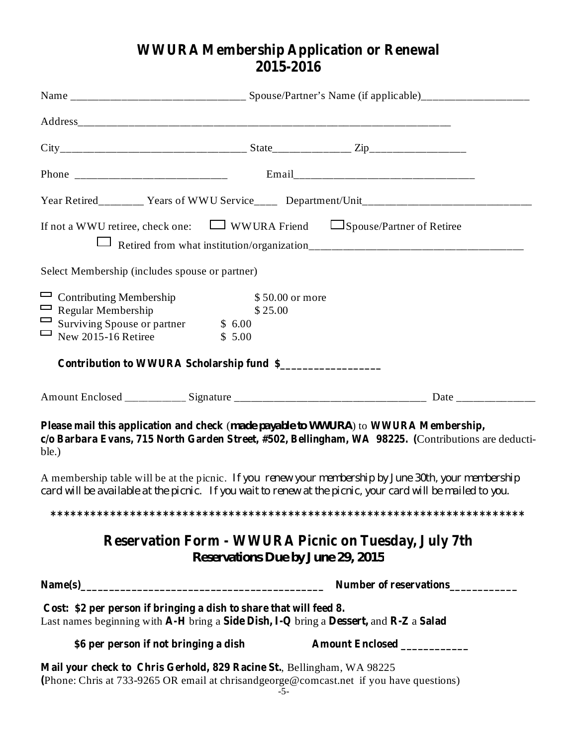# WWURA Membership Application or Renewal
# 2015-2016

Name ______________________________ Spouse/Partner's Name (if applicable)___________________

Address______________________________________________________________________

City________________________________ State_____________ Zip________________

Phone ___________________________ Email________________________________

Year Retired________ Years of WWU Service____ Department/Unit_____________________________

If not a WWU retiree, check one: ☐ WWURA Friend ☐ Spouse/Partner of Retiree

☐ Retired from what institution/organization______________________________________

Select Membership (includes spouse or partner)

- ☐ Contributing Membership $ 50.00 or more
- ☐ Regular Membership $ 25.00
- ☐ Surviving Spouse or partner $ 6.00
- ☐ New 2015-16 Retiree $ 5.00

**Contribution to WWURA Scholarship fund $_________________**

Amount Enclosed ___________ Signature _________________________________ Date ______________

**Please mail this application and check** (**made payable to WWURA**) to **WWURA Membership, c/o Barbara Evans, 715 North Garden Street, #502, Bellingham, WA 98225. (**Contributions are deductible.)

A membership table will be at the picnic. If you renew your membership by June 30th, your membership card will be available at the picnic. If you wait to renew at the picnic, your card will be mailed to you.

***************************************************************************

## Reservation Form - WWURA Picnic on Tuesday, July 7th
### Reservations Due by June 29, 2015

**Name(s)___________________________________________ Number of reservations____________**

**Cost: $2 per person if bringing a dish to share that will feed 8.**
Last names beginning with **A-H** bring a **Side Dish, I-Q** bring a **Dessert,** and **R-Z** a **Salad**

**$6 per person if not bringing a dish** **Amount Enclosed ____________**

**Mail your check to Chris Gerhold, 829 Racine St.**, Bellingham, WA 98225
**(**Phone: Chris at 733-9265 OR email at chrisandgeorge@comcast.net if you have questions)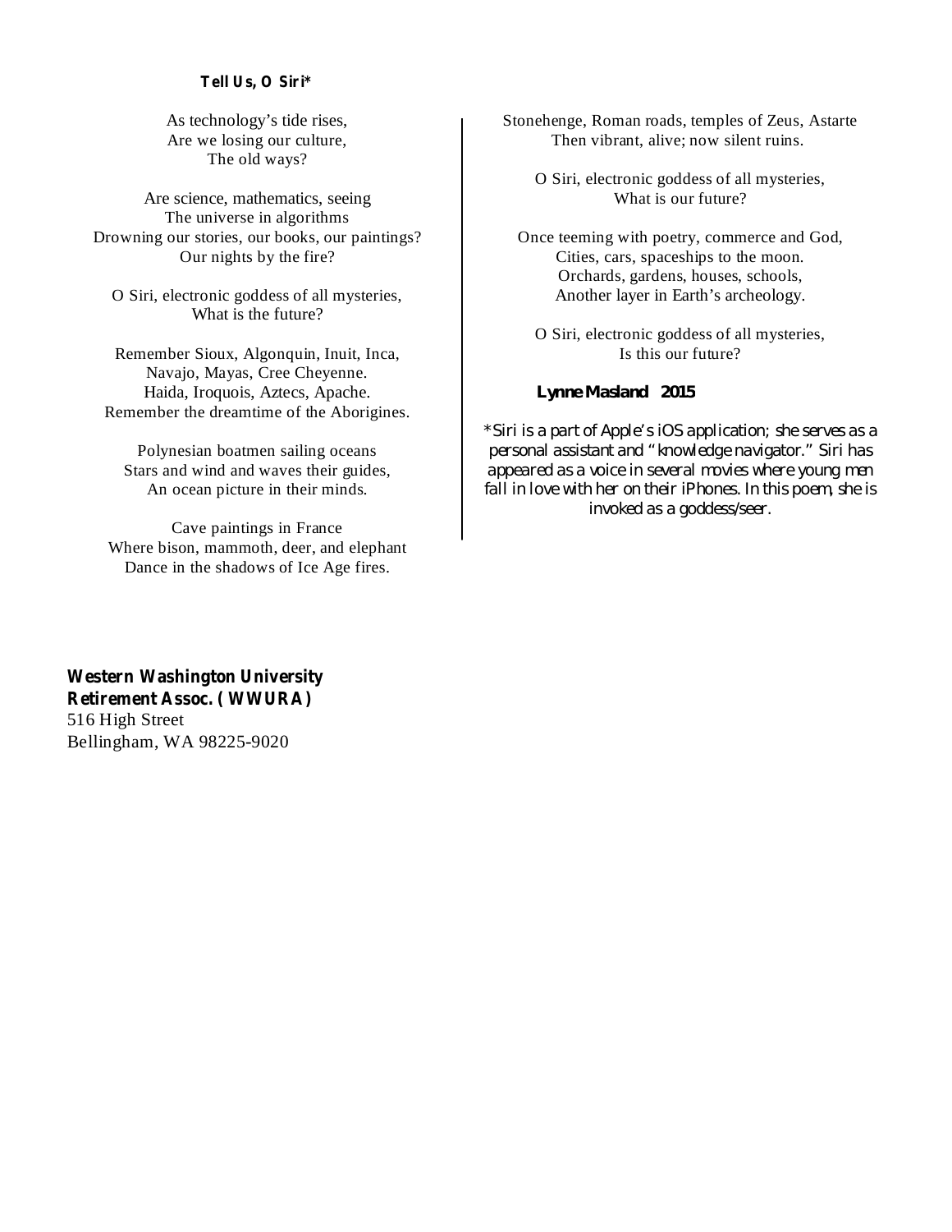**Tell Us, O Siri***

As technology's tide rises,
Are we losing our culture,
The old ways?

Are science, mathematics, seeing
The universe in algorithms
Drowning our stories, our books, our paintings?
Our nights by the fire?

O Siri, electronic goddess of all mysteries,
What is the future?

Remember Sioux, Algonquin, Inuit, Inca,
Navajo, Mayas, Cree Cheyenne.
Haida, Iroquois, Aztecs, Apache.
Remember the dreamtime of the Aborigines.

Polynesian boatmen sailing oceans
Stars and wind and waves their guides,
An ocean picture in their minds.

Cave paintings in France
Where bison, mammoth, deer, and elephant
Dance in the shadows of Ice Age fires.

Stonehenge, Roman roads, temples of Zeus, Astarte
Then vibrant, alive; now silent ruins.

O Siri, electronic goddess of all mysteries,
What is our future?

Once teeming with poetry, commerce and God,
Cities, cars, spaceships to the moon.
Orchards, gardens, houses, schools,
Another layer in Earth's archeology.

O Siri, electronic goddess of all mysteries,
Is this our future?

**Lynne Masland 2015**

*Siri is a part of Apple's iOS application; she serves as a personal assistant and "knowledge navigator." Siri has appeared as a voice in several movies where young men fall in love with her on their iPhones. In this poem, she is invoked as a goddess/seer.

**Western Washington University**
**Retirement Assoc. (WWURA)**
516 High Street
Bellingham, WA 98225-9020